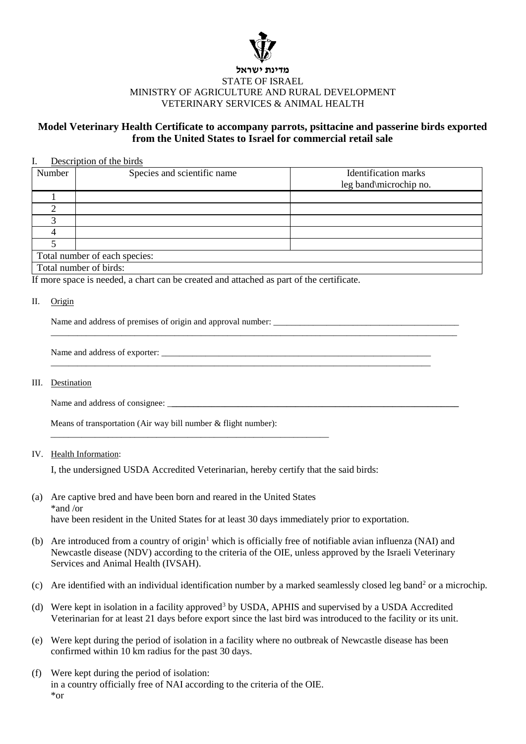מדינת ישראל

STATE OF ISRAEL

MINISTRY OF AGRICULTURE AND RURAL DEVELOPMENT

VETERINARY SERVICES & ANIMAL HEALTH

**Model Veterinary Health Certificate to accompany parrots, psittacine and passerine birds exported from the United States to Israel for commercial retail sale**

I. Description of the birds

| Number | Species and scientific name | Identification marks leg band\microchip no. |
|---|---|---|
| 1 | | |
| 2 | | |
| 3 | | |
| 4 | | |
| 5 | | |
| Total number of each species: | | |
| Total number of birds: | | |

If more space is needed, a chart can be created and attached as part of the certificate.

II. Origin

Name and address of premises of origin and approval number: ___________________________________________
_____________________________________________________________________________________________

Name and address of exporter: ________________________________________________________________
_____________________________________________________________________________________________

III. Destination

Name and address of consignee: ___________________________________________________________________

Means of transportation (Air way bill number & flight number):
_______________________________________________________________

IV. Health Information:

I, the undersigned USDA Accredited Veterinarian, hereby certify that the said birds:

(a) Are captive bred and have been born and reared in the United States
*and /or
have been resident in the United States for at least 30 days immediately prior to exportation.

(b) Are introduced from a country of origin[1] which is officially free of notifiable avian influenza (NAI) and Newcastle disease (NDV) according to the criteria of the OIE, unless approved by the Israeli Veterinary Services and Animal Health (IVSAH).

(c) Are identified with an individual identification number by a marked seamlessly closed leg band[2] or a microchip.

(d) Were kept in isolation in a facility approved[3] by USDA, APHIS and supervised by a USDA Accredited Veterinarian for at least 21 days before export since the last bird was introduced to the facility or its unit.

(e) Were kept during the period of isolation in a facility where no outbreak of Newcastle disease has been confirmed within 10 km radius for the past 30 days.

(f) Were kept during the period of isolation:
in a country officially free of NAI according to the criteria of the OIE.
*or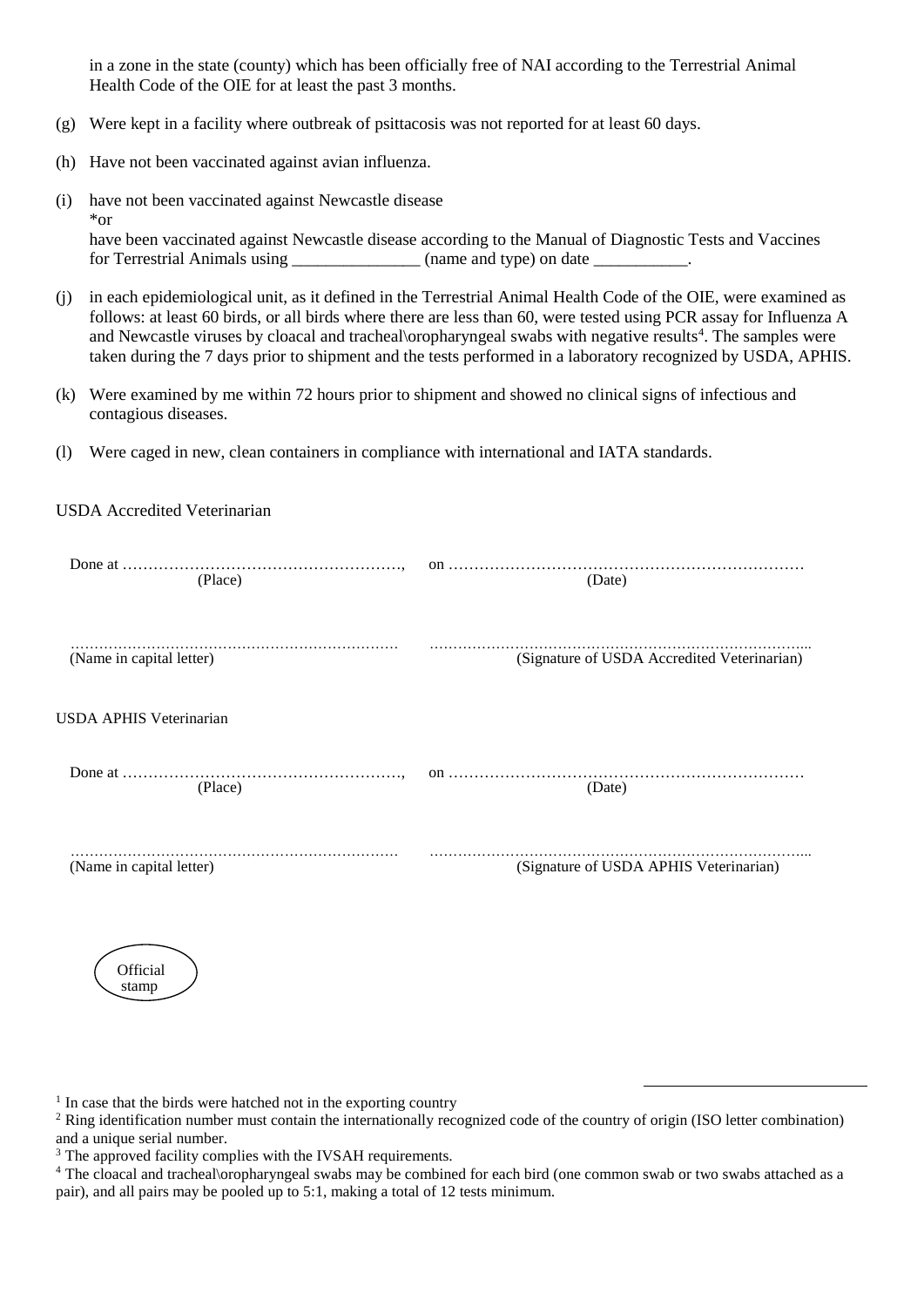in a zone in the state (county) which has been officially free of NAI according to the Terrestrial Animal Health Code of the OIE for at least the past 3 months.

(g) Were kept in a facility where outbreak of psittacosis was not reported for at least 60 days.

(h) Have not been vaccinated against avian influenza.

(i) have not been vaccinated against Newcastle disease
*or
have been vaccinated against Newcastle disease according to the Manual of Diagnostic Tests and Vaccines for Terrestrial Animals using _______________ (name and type) on date ___________.

(j) in each epidemiological unit, as it defined in the Terrestrial Animal Health Code of the OIE, were examined as follows: at least 60 birds, or all birds where there are less than 60, were tested using PCR assay for Influenza A and Newcastle viruses by cloacal and tracheal\oropharyngeal swabs with negative results[4]. The samples were taken during the 7 days prior to shipment and the tests performed in a laboratory recognized by USDA, APHIS.

(k) Were examined by me within 72 hours prior to shipment and showed no clinical signs of infectious and contagious diseases.

(l) Were caged in new, clean containers in compliance with international and IATA standards.

USDA Accredited Veterinarian

Done at ………………………………………………, on ……………………………………………………………
(Place) (Date)

…………………………………………………………… ……………………………………………………………………..
(Name in capital letter) (Signature of USDA Accredited Veterinarian)

USDA APHIS Veterinarian

Done at ………………………………………………, on ……………………………………………………………
(Place) (Date)

…………………………………………………………… ……………………………………………………………………..
(Name in capital letter) (Signature of USDA APHIS Veterinarian)

Official stamp

[1] In case that the birds were hatched not in the exporting country
[2] Ring identification number must contain the internationally recognized code of the country of origin (ISO letter combination) and a unique serial number.
[3] The approved facility complies with the IVSAH requirements.
[4] The cloacal and tracheal\oropharyngeal swabs may be combined for each bird (one common swab or two swabs attached as a pair), and all pairs may be pooled up to 5:1, making a total of 12 tests minimum.